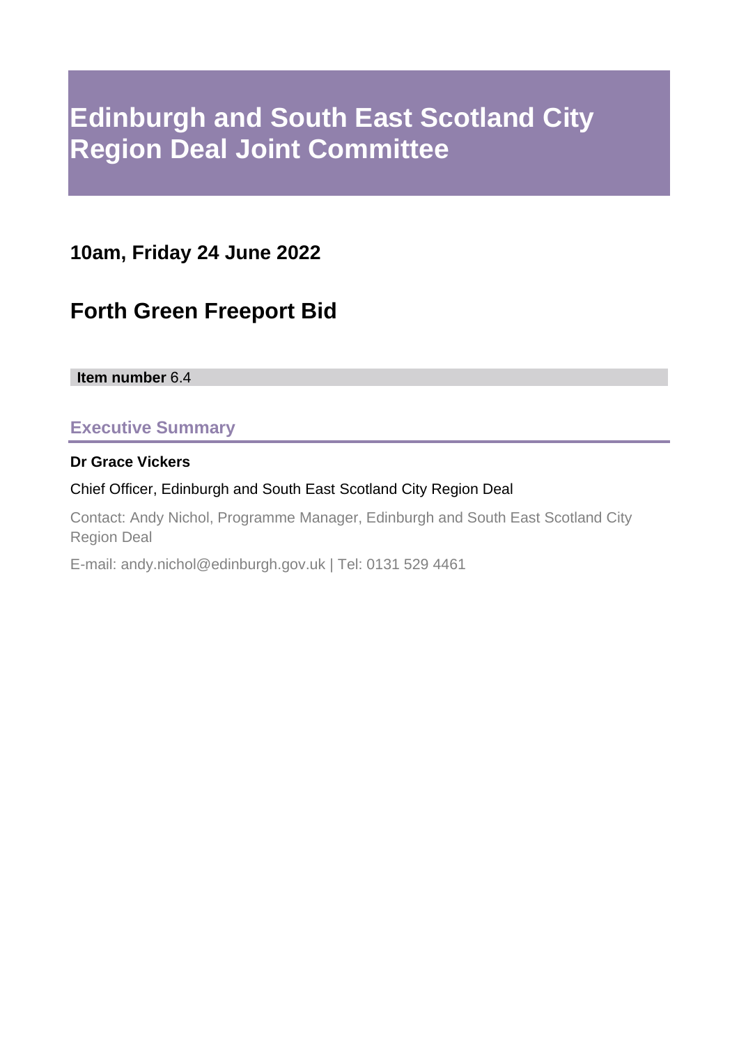# Edinburgh and South East Scotland City Region Deal Joint Committee

## 10am, Friday 24 June 2022

## Forth Green Freeport Bid

**Item number** 6.4

### Executive Summary

**Dr Grace Vickers**

Chief Officer, Edinburgh and South East Scotland City Region Deal

Contact: Andy Nichol, Programme Manager, Edinburgh and South East Scotland City Region Deal

E-mail: andy.nichol@edinburgh.gov.uk | Tel: 0131 529 4461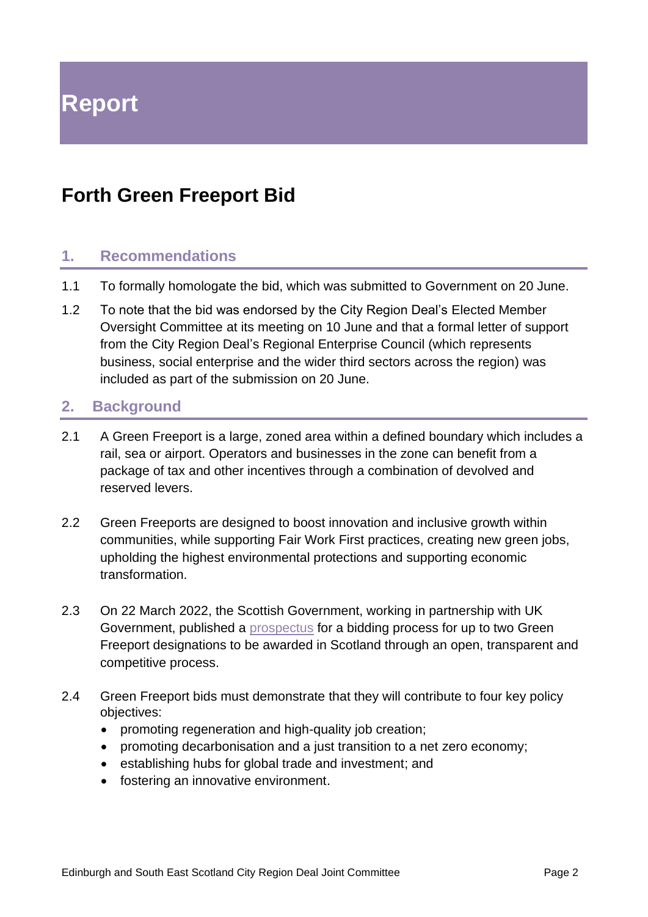# Report

## Forth Green Freeport Bid

### 1. Recommendations

1.1 To formally homologate the bid, which was submitted to Government on 20 June.

1.2 To note that the bid was endorsed by the City Region Deal's Elected Member Oversight Committee at its meeting on 10 June and that a formal letter of support from the City Region Deal's Regional Enterprise Council (which represents business, social enterprise and the wider third sectors across the region) was included as part of the submission on 20 June.

### 2. Background

2.1 A Green Freeport is a large, zoned area within a defined boundary which includes a rail, sea or airport. Operators and businesses in the zone can benefit from a package of tax and other incentives through a combination of devolved and reserved levers.

2.2 Green Freeports are designed to boost innovation and inclusive growth within communities, while supporting Fair Work First practices, creating new green jobs, upholding the highest environmental protections and supporting economic transformation.

2.3 On 22 March 2022, the Scottish Government, working in partnership with UK Government, published a prospectus for a bidding process for up to two Green Freeport designations to be awarded in Scotland through an open, transparent and competitive process.

2.4 Green Freeport bids must demonstrate that they will contribute to four key policy objectives:

- promoting regeneration and high-quality job creation;
- promoting decarbonisation and a just transition to a net zero economy;
- establishing hubs for global trade and investment; and
- fostering an innovative environment.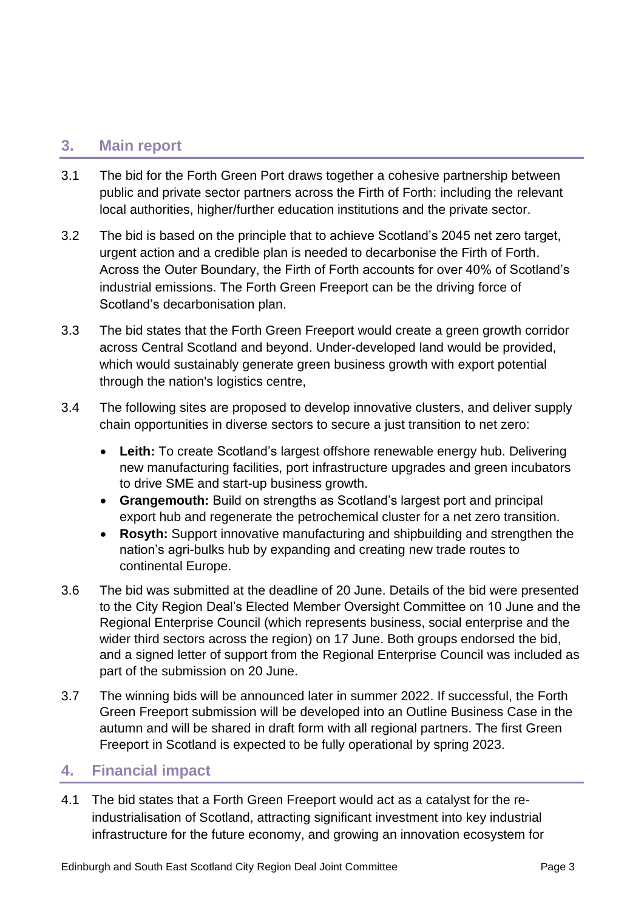## 3. Main report

3.1 The bid for the Forth Green Port draws together a cohesive partnership between public and private sector partners across the Firth of Forth: including the relevant local authorities, higher/further education institutions and the private sector.

3.2 The bid is based on the principle that to achieve Scotland's 2045 net zero target, urgent action and a credible plan is needed to decarbonise the Firth of Forth. Across the Outer Boundary, the Firth of Forth accounts for over 40% of Scotland's industrial emissions. The Forth Green Freeport can be the driving force of Scotland's decarbonisation plan.

3.3 The bid states that the Forth Green Freeport would create a green growth corridor across Central Scotland and beyond. Under-developed land would be provided, which would sustainably generate green business growth with export potential through the nation's logistics centre,

3.4 The following sites are proposed to develop innovative clusters, and deliver supply chain opportunities in diverse sectors to secure a just transition to net zero:

- **Leith:** To create Scotland's largest offshore renewable energy hub. Delivering new manufacturing facilities, port infrastructure upgrades and green incubators to drive SME and start-up business growth.
- **Grangemouth:** Build on strengths as Scotland's largest port and principal export hub and regenerate the petrochemical cluster for a net zero transition.
- **Rosyth:** Support innovative manufacturing and shipbuilding and strengthen the nation's agri-bulks hub by expanding and creating new trade routes to continental Europe.

3.6 The bid was submitted at the deadline of 20 June. Details of the bid were presented to the City Region Deal's Elected Member Oversight Committee on 10 June and the Regional Enterprise Council (which represents business, social enterprise and the wider third sectors across the region) on 17 June. Both groups endorsed the bid, and a signed letter of support from the Regional Enterprise Council was included as part of the submission on 20 June.

3.7 The winning bids will be announced later in summer 2022. If successful, the Forth Green Freeport submission will be developed into an Outline Business Case in the autumn and will be shared in draft form with all regional partners. The first Green Freeport in Scotland is expected to be fully operational by spring 2023.

## 4. Financial impact

4.1 The bid states that a Forth Green Freeport would act as a catalyst for the re-industrialisation of Scotland, attracting significant investment into key industrial infrastructure for the future economy, and growing an innovation ecosystem for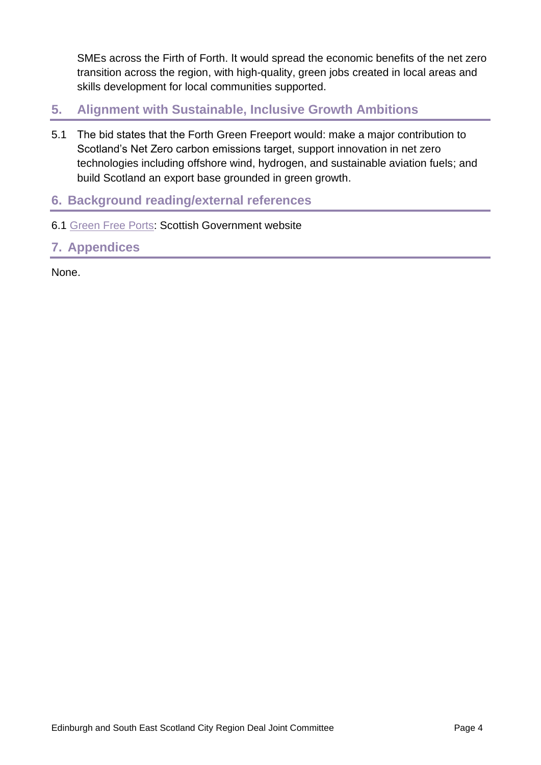SMEs across the Firth of Forth. It would spread the economic benefits of the net zero transition across the region, with high-quality, green jobs created in local areas and skills development for local communities supported.

## 5. Alignment with Sustainable, Inclusive Growth Ambitions

5.1 The bid states that the Forth Green Freeport would: make a major contribution to Scotland's Net Zero carbon emissions target, support innovation in net zero technologies including offshore wind, hydrogen, and sustainable aviation fuels; and build Scotland an export base grounded in green growth.

## 6. Background reading/external references

6.1 Green Free Ports: Scottish Government website

## 7. Appendices

None.